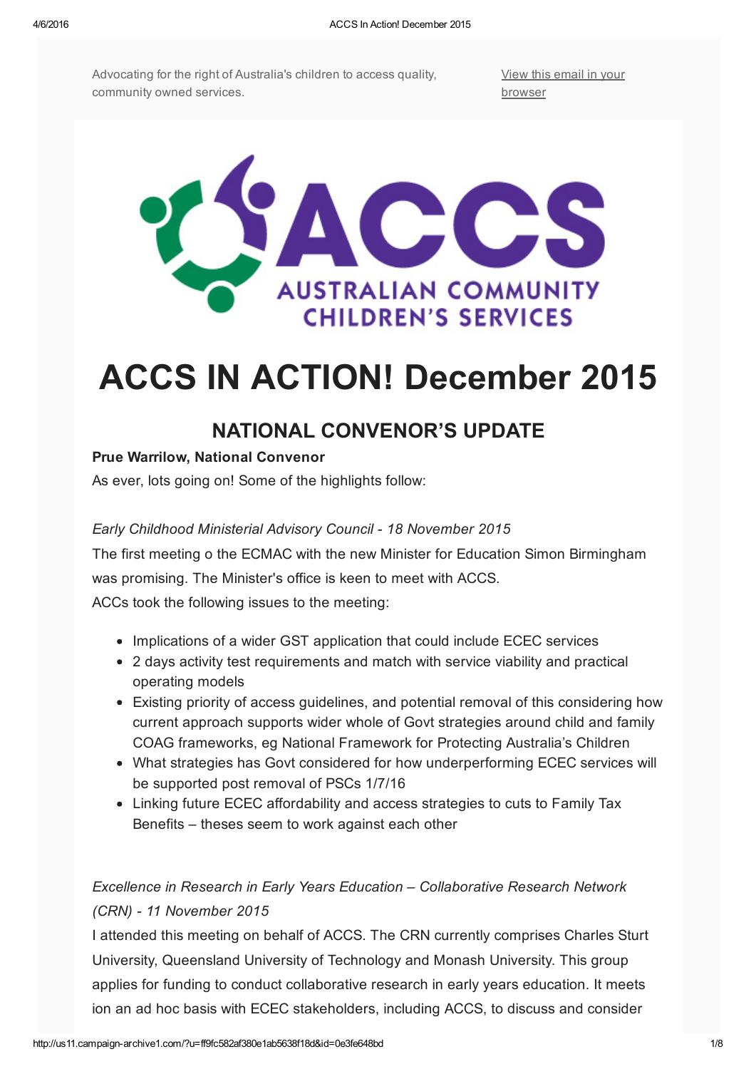Advocating for the right of Australia's children to access quality, community owned services.

View this email in your browser

# ACCS IN ACTION! December 2015

## NATIONAL CONVENOR'S UPDATE

**Prue Warrilow, National Convenor**

As ever, lots going on! Some of the highlights follow:

*Early Childhood Ministerial Advisory Council - 18 November 2015*

The first meeting o the ECMAC with the new Minister for Education Simon Birmingham was promising. The Minister's office is keen to meet with ACCS.

ACCs took the following issues to the meeting:

- Implications of a wider GST application that could include ECEC services
- 2 days activity test requirements and match with service viability and practical operating models
- Existing priority of access guidelines, and potential removal of this considering how current approach supports wider whole of Govt strategies around child and family COAG frameworks, eg National Framework for Protecting Australia's Children
- What strategies has Govt considered for how underperforming ECEC services will be supported post removal of PSCs 1/7/16
- Linking future ECEC affordability and access strategies to cuts to Family Tax Benefits – theses seem to work against each other

*Excellence in Research in Early Years Education – Collaborative Research Network (CRN) - 11 November 2015*

I attended this meeting on behalf of ACCS. The CRN currently comprises Charles Sturt University, Queensland University of Technology and Monash University. This group applies for funding to conduct collaborative research in early years education. It meets ion an ad hoc basis with ECEC stakeholders, including ACCS, to discuss and consider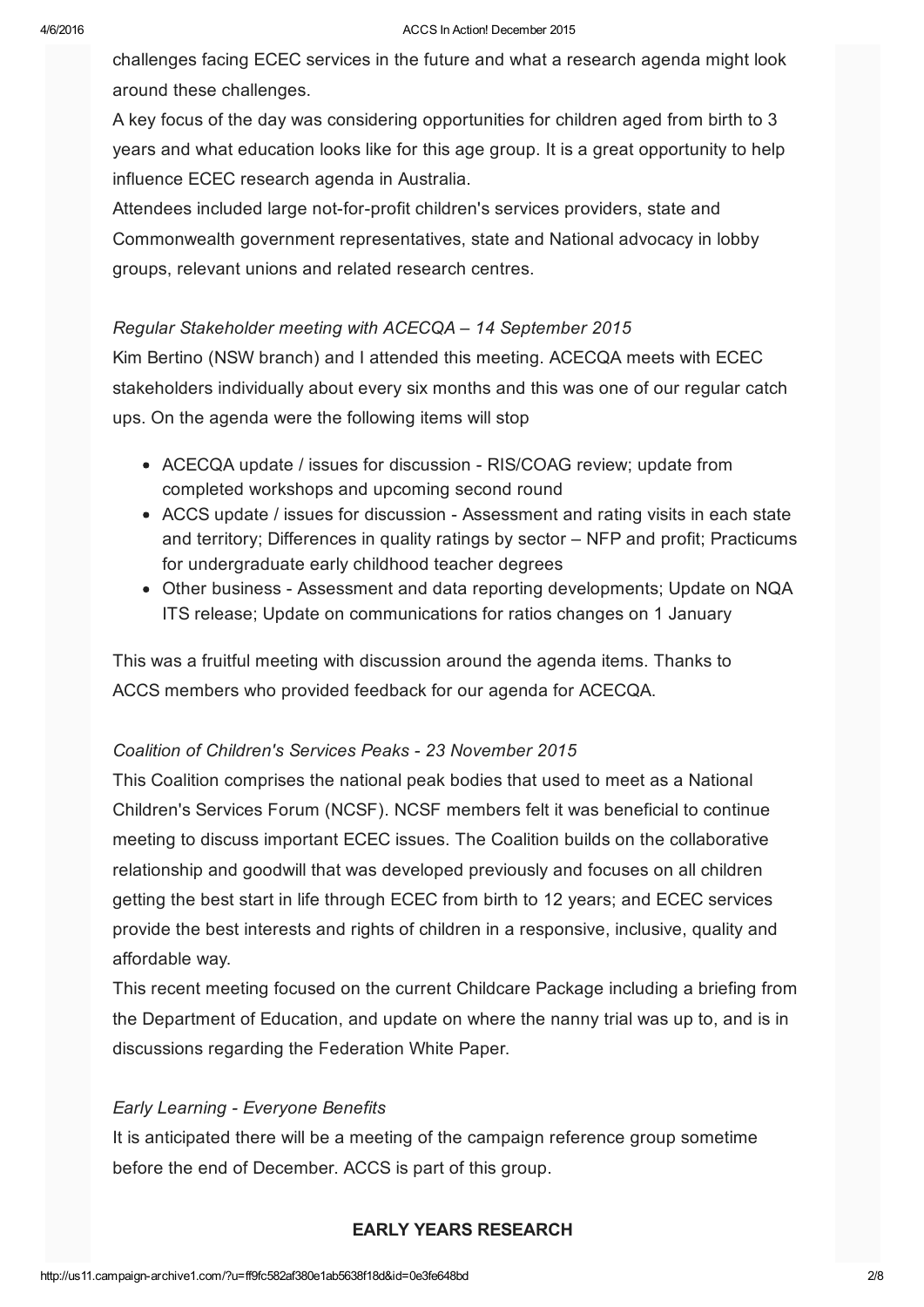challenges facing ECEC services in the future and what a research agenda might look around these challenges.

A key focus of the day was considering opportunities for children aged from birth to 3 years and what education looks like for this age group. It is a great opportunity to help influence ECEC research agenda in Australia.

Attendees included large not-for-profit children's services providers, state and Commonwealth government representatives, state and National advocacy in lobby groups, relevant unions and related research centres.

*Regular Stakeholder meeting with ACECQA – 14 September 2015*

Kim Bertino (NSW branch) and I attended this meeting. ACECQA meets with ECEC stakeholders individually about every six months and this was one of our regular catch ups. On the agenda were the following items will stop

- ACECQA update / issues for discussion - RIS/COAG review; update from completed workshops and upcoming second round
- ACCS update / issues for discussion - Assessment and rating visits in each state and territory; Differences in quality ratings by sector – NFP and profit; Practicums for undergraduate early childhood teacher degrees
- Other business - Assessment and data reporting developments; Update on NQA ITS release; Update on communications for ratios changes on 1 January

This was a fruitful meeting with discussion around the agenda items. Thanks to ACCS members who provided feedback for our agenda for ACECQA.

*Coalition of Children's Services Peaks - 23 November 2015*

This Coalition comprises the national peak bodies that used to meet as a National Children's Services Forum (NCSF). NCSF members felt it was beneficial to continue meeting to discuss important ECEC issues. The Coalition builds on the collaborative relationship and goodwill that was developed previously and focuses on all children getting the best start in life through ECEC from birth to 12 years; and ECEC services provide the best interests and rights of children in a responsive, inclusive, quality and affordable way.

This recent meeting focused on the current Childcare Package including a briefing from the Department of Education, and update on where the nanny trial was up to, and is in discussions regarding the Federation White Paper.

*Early Learning - Everyone Benefits*

It is anticipated there will be a meeting of the campaign reference group sometime before the end of December. ACCS is part of this group.

**EARLY YEARS RESEARCH**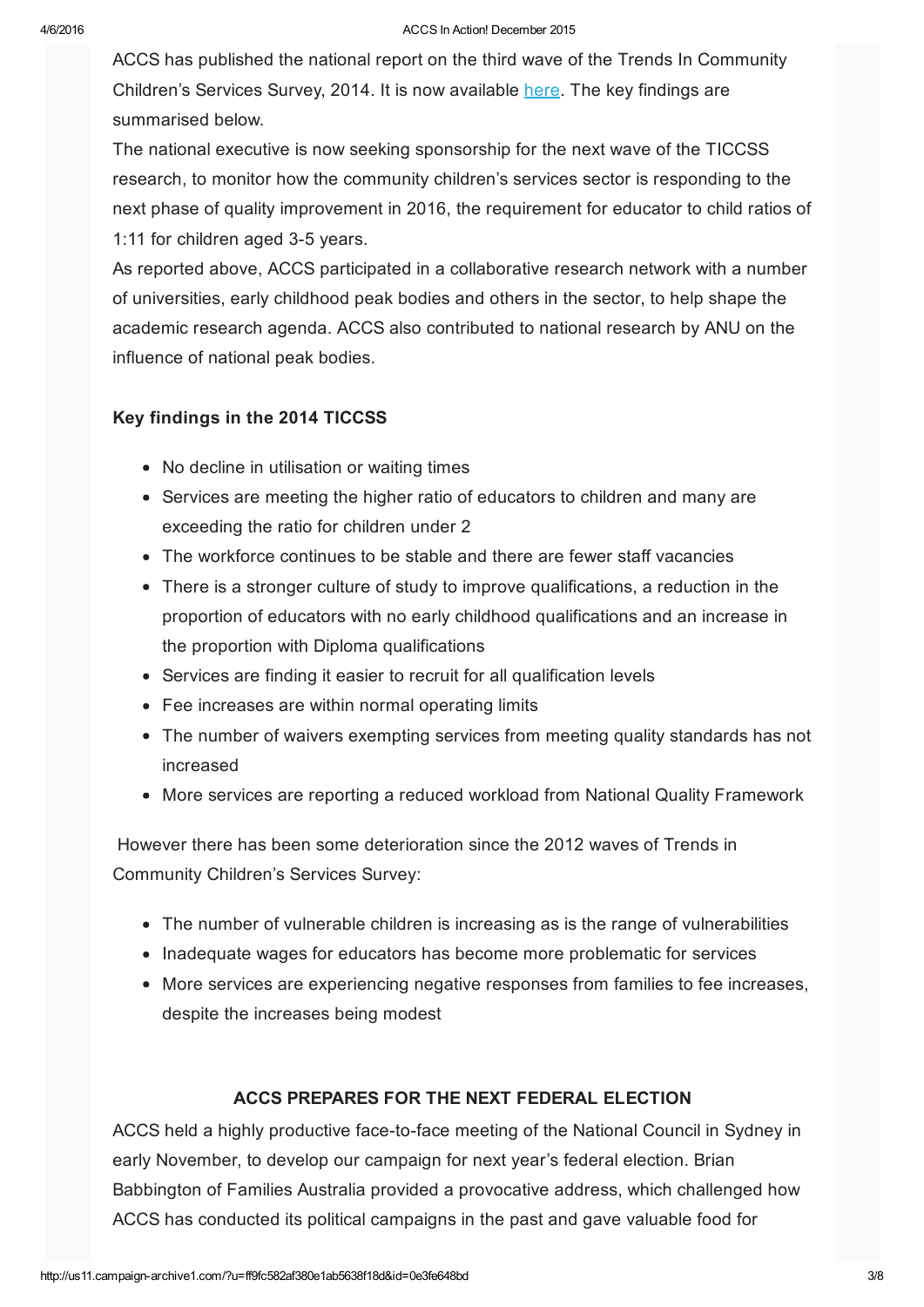ACCS has published the national report on the third wave of the Trends In Community Children's Services Survey, 2014. It is now available here. The key findings are summarised below.

The national executive is now seeking sponsorship for the next wave of the TICCSS research, to monitor how the community children's services sector is responding to the next phase of quality improvement in 2016, the requirement for educator to child ratios of 1:11 for children aged 3-5 years.

As reported above, ACCS participated in a collaborative research network with a number of universities, early childhood peak bodies and others in the sector, to help shape the academic research agenda. ACCS also contributed to national research by ANU on the influence of national peak bodies.

### Key findings in the 2014 TICCSS

- No decline in utilisation or waiting times
- Services are meeting the higher ratio of educators to children and many are exceeding the ratio for children under 2
- The workforce continues to be stable and there are fewer staff vacancies
- There is a stronger culture of study to improve qualifications, a reduction in the proportion of educators with no early childhood qualifications and an increase in the proportion with Diploma qualifications
- Services are finding it easier to recruit for all qualification levels
- Fee increases are within normal operating limits
- The number of waivers exempting services from meeting quality standards has not increased
- More services are reporting a reduced workload from National Quality Framework

However there has been some deterioration since the 2012 waves of Trends in Community Children's Services Survey:

- The number of vulnerable children is increasing as is the range of vulnerabilities
- Inadequate wages for educators has become more problematic for services
- More services are experiencing negative responses from families to fee increases, despite the increases being modest

## ACCS PREPARES FOR THE NEXT FEDERAL ELECTION

ACCS held a highly productive face-to-face meeting of the National Council in Sydney in early November, to develop our campaign for next year's federal election. Brian Babbington of Families Australia provided a provocative address, which challenged how ACCS has conducted its political campaigns in the past and gave valuable food for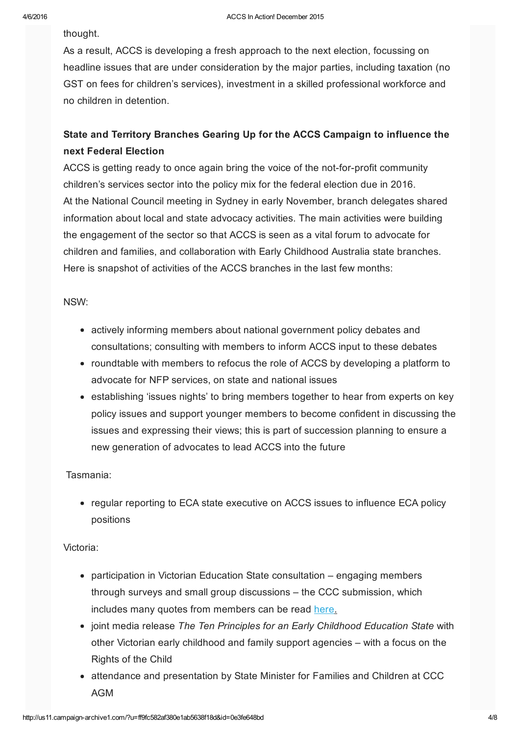thought.

As a result, ACCS is developing a fresh approach to the next election, focussing on headline issues that are under consideration by the major parties, including taxation (no GST on fees for children's services), investment in a skilled professional workforce and no children in detention.

### State and Territory Branches Gearing Up for the ACCS Campaign to influence the next Federal Election

ACCS is getting ready to once again bring the voice of the not-for-profit community children's services sector into the policy mix for the federal election due in 2016.

At the National Council meeting in Sydney in early November, branch delegates shared information about local and state advocacy activities. The main activities were building the engagement of the sector so that ACCS is seen as a vital forum to advocate for children and families, and collaboration with Early Childhood Australia state branches. Here is snapshot of activities of the ACCS branches in the last few months:

NSW:

- actively informing members about national government policy debates and consultations; consulting with members to inform ACCS input to these debates
- roundtable with members to refocus the role of ACCS by developing a platform to advocate for NFP services, on state and national issues
- establishing 'issues nights' to bring members together to hear from experts on key policy issues and support younger members to become confident in discussing the issues and expressing their views; this is part of succession planning to ensure a new generation of advocates to lead ACCS into the future

Tasmania:

- regular reporting to ECA state executive on ACCS issues to influence ECA policy positions

Victoria:

- participation in Victorian Education State consultation – engaging members through surveys and small group discussions – the CCC submission, which includes many quotes from members can be read here.
- joint media release *The Ten Principles for an Early Childhood Education State* with other Victorian early childhood and family support agencies – with a focus on the Rights of the Child
- attendance and presentation by State Minister for Families and Children at CCC AGM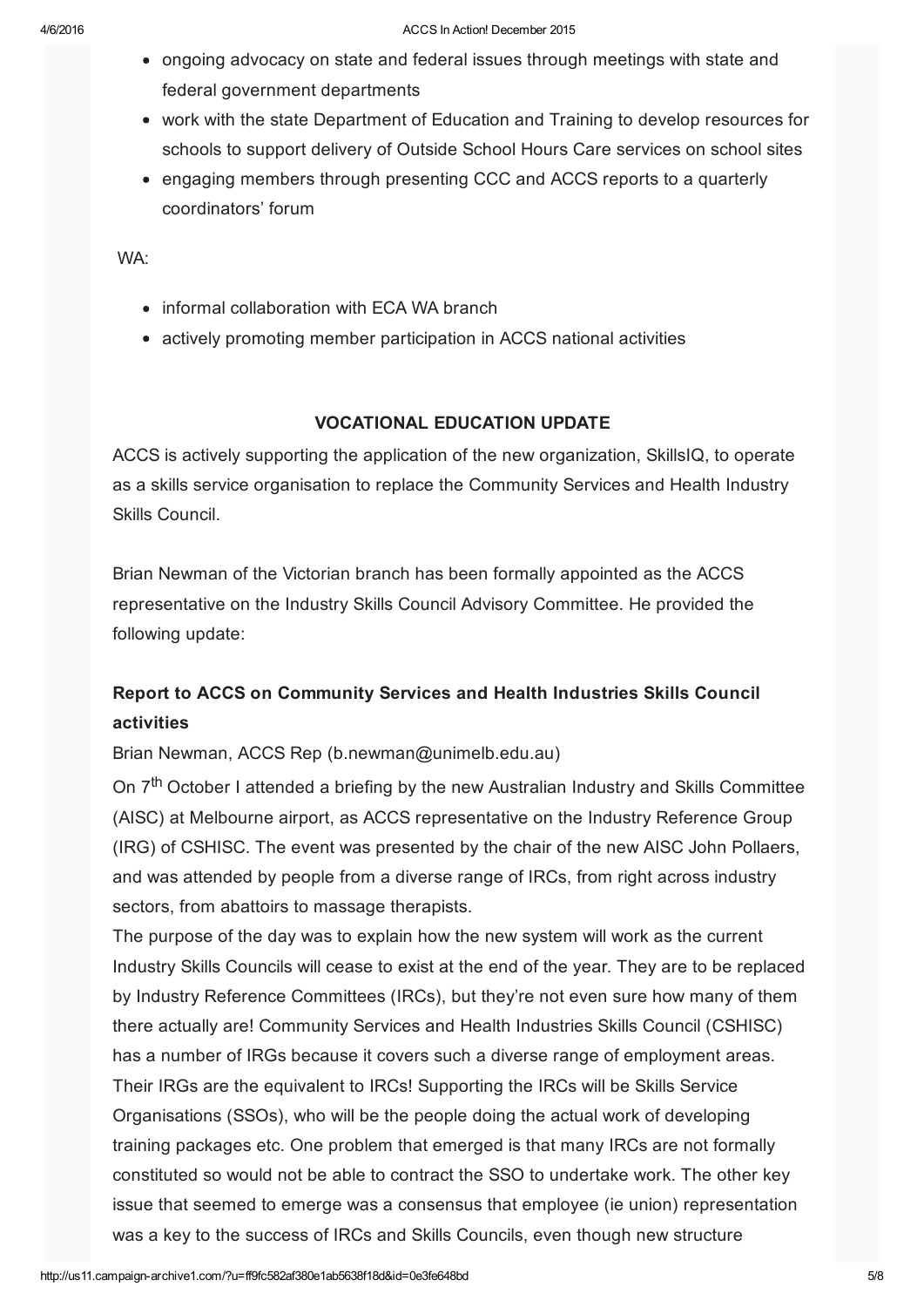- ongoing advocacy on state and federal issues through meetings with state and federal government departments
- work with the state Department of Education and Training to develop resources for schools to support delivery of Outside School Hours Care services on school sites
- engaging members through presenting CCC and ACCS reports to a quarterly coordinators' forum

WA:

- informal collaboration with ECA WA branch
- actively promoting member participation in ACCS national activities

## VOCATIONAL EDUCATION UPDATE

ACCS is actively supporting the application of the new organization, SkillsIQ, to operate as a skills service organisation to replace the Community Services and Health Industry Skills Council.

Brian Newman of the Victorian branch has been formally appointed as the ACCS representative on the Industry Skills Council Advisory Committee. He provided the following update:

### Report to ACCS on Community Services and Health Industries Skills Council activities

Brian Newman, ACCS Rep (b.newman@unimelb.edu.au)

On 7th October I attended a briefing by the new Australian Industry and Skills Committee (AISC) at Melbourne airport, as ACCS representative on the Industry Reference Group (IRG) of CSHISC. The event was presented by the chair of the new AISC John Pollaers, and was attended by people from a diverse range of IRCs, from right across industry sectors, from abattoirs to massage therapists.

The purpose of the day was to explain how the new system will work as the current Industry Skills Councils will cease to exist at the end of the year. They are to be replaced by Industry Reference Committees (IRCs), but they're not even sure how many of them there actually are! Community Services and Health Industries Skills Council (CSHISC) has a number of IRGs because it covers such a diverse range of employment areas. Their IRGs are the equivalent to IRCs! Supporting the IRCs will be Skills Service Organisations (SSOs), who will be the people doing the actual work of developing training packages etc. One problem that emerged is that many IRCs are not formally constituted so would not be able to contract the SSO to undertake work. The other key issue that seemed to emerge was a consensus that employee (ie union) representation was a key to the success of IRCs and Skills Councils, even though new structure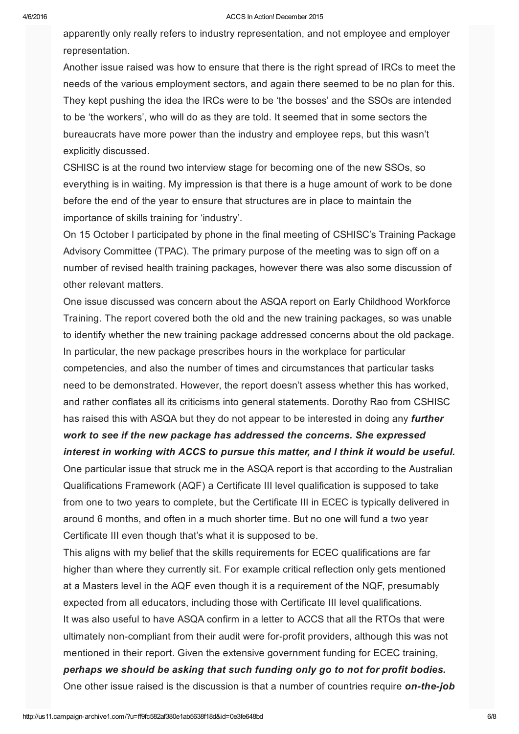apparently only really refers to industry representation, and not employee and employer representation.

Another issue raised was how to ensure that there is the right spread of IRCs to meet the needs of the various employment sectors, and again there seemed to be no plan for this. They kept pushing the idea the IRCs were to be 'the bosses' and the SSOs are intended to be 'the workers', who will do as they are told. It seemed that in some sectors the bureaucrats have more power than the industry and employee reps, but this wasn't explicitly discussed.

CSHISC is at the round two interview stage for becoming one of the new SSOs, so everything is in waiting. My impression is that there is a huge amount of work to be done before the end of the year to ensure that structures are in place to maintain the importance of skills training for 'industry'.

On 15 October I participated by phone in the final meeting of CSHISC's Training Package Advisory Committee (TPAC). The primary purpose of the meeting was to sign off on a number of revised health training packages, however there was also some discussion of other relevant matters.

One issue discussed was concern about the ASQA report on Early Childhood Workforce Training. The report covered both the old and the new training packages, so was unable to identify whether the new training package addressed concerns about the old package. In particular, the new package prescribes hours in the workplace for particular competencies, and also the number of times and circumstances that particular tasks need to be demonstrated. However, the report doesn't assess whether this has worked, and rather conflates all its criticisms into general statements. Dorothy Rao from CSHISC has raised this with ASQA but they do not appear to be interested in doing any ***further work to see if the new package has addressed the concerns. She expressed interest in working with ACCS to pursue this matter, and I think it would be useful.***

One particular issue that struck me in the ASQA report is that according to the Australian Qualifications Framework (AQF) a Certificate III level qualification is supposed to take from one to two years to complete, but the Certificate III in ECEC is typically delivered in around 6 months, and often in a much shorter time. But no one will fund a two year Certificate III even though that's what it is supposed to be.

This aligns with my belief that the skills requirements for ECEC qualifications are far higher than where they currently sit. For example critical reflection only gets mentioned at a Masters level in the AQF even though it is a requirement of the NQF, presumably expected from all educators, including those with Certificate III level qualifications.

It was also useful to have ASQA confirm in a letter to ACCS that all the RTOs that were ultimately non-compliant from their audit were for-profit providers, although this was not mentioned in their report. Given the extensive government funding for ECEC training, ***perhaps we should be asking that such funding only go to not for profit bodies.***

One other issue raised is the discussion is that a number of countries require ***on-the-job***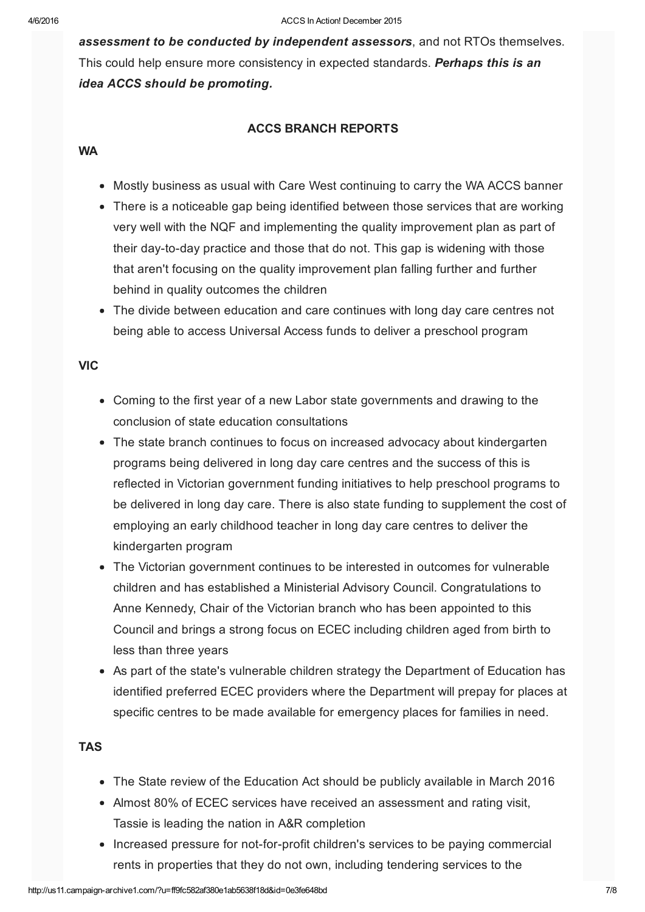***assessment to be conducted by independent assessors***, and not RTOs themselves. This could help ensure more consistency in expected standards. ***Perhaps this is an idea ACCS should be promoting.***

## ACCS BRANCH REPORTS

### WA

- Mostly business as usual with Care West continuing to carry the WA ACCS banner
- There is a noticeable gap being identified between those services that are working very well with the NQF and implementing the quality improvement plan as part of their day-to-day practice and those that do not. This gap is widening with those that aren't focusing on the quality improvement plan falling further and further behind in quality outcomes the children
- The divide between education and care continues with long day care centres not being able to access Universal Access funds to deliver a preschool program

### VIC

- Coming to the first year of a new Labor state governments and drawing to the conclusion of state education consultations
- The state branch continues to focus on increased advocacy about kindergarten programs being delivered in long day care centres and the success of this is reflected in Victorian government funding initiatives to help preschool programs to be delivered in long day care. There is also state funding to supplement the cost of employing an early childhood teacher in long day care centres to deliver the kindergarten program
- The Victorian government continues to be interested in outcomes for vulnerable children and has established a Ministerial Advisory Council. Congratulations to Anne Kennedy, Chair of the Victorian branch who has been appointed to this Council and brings a strong focus on ECEC including children aged from birth to less than three years
- As part of the state's vulnerable children strategy the Department of Education has identified preferred ECEC providers where the Department will prepay for places at specific centres to be made available for emergency places for families in need.

### TAS

- The State review of the Education Act should be publicly available in March 2016
- Almost 80% of ECEC services have received an assessment and rating visit, Tassie is leading the nation in A&R completion
- Increased pressure for not-for-profit children's services to be paying commercial rents in properties that they do not own, including tendering services to the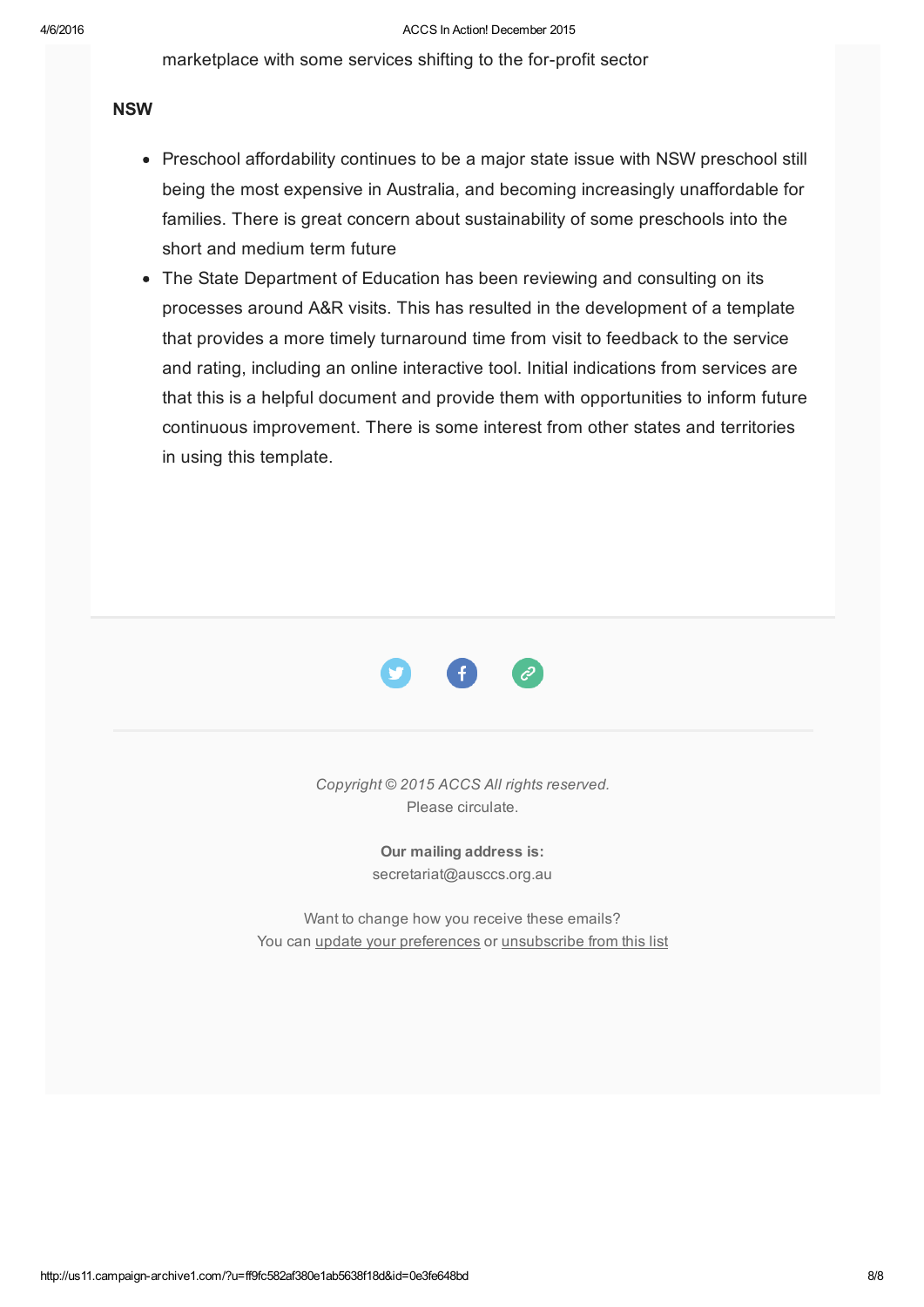marketplace with some services shifting to the for-profit sector

**NSW**

- Preschool affordability continues to be a major state issue with NSW preschool still being the most expensive in Australia, and becoming increasingly unaffordable for families. There is great concern about sustainability of some preschools into the short and medium term future
- The State Department of Education has been reviewing and consulting on its processes around A&R visits. This has resulted in the development of a template that provides a more timely turnaround time from visit to feedback to the service and rating, including an online interactive tool. Initial indications from services are that this is a helpful document and provide them with opportunities to inform future continuous improvement. There is some interest from other states and territories in using this template.

*Copyright © 2015 ACCS All rights reserved.*
Please circulate.

**Our mailing address is:**
secretariat@ausccs.org.au

Want to change how you receive these emails?
You can update your preferences or unsubscribe from this list